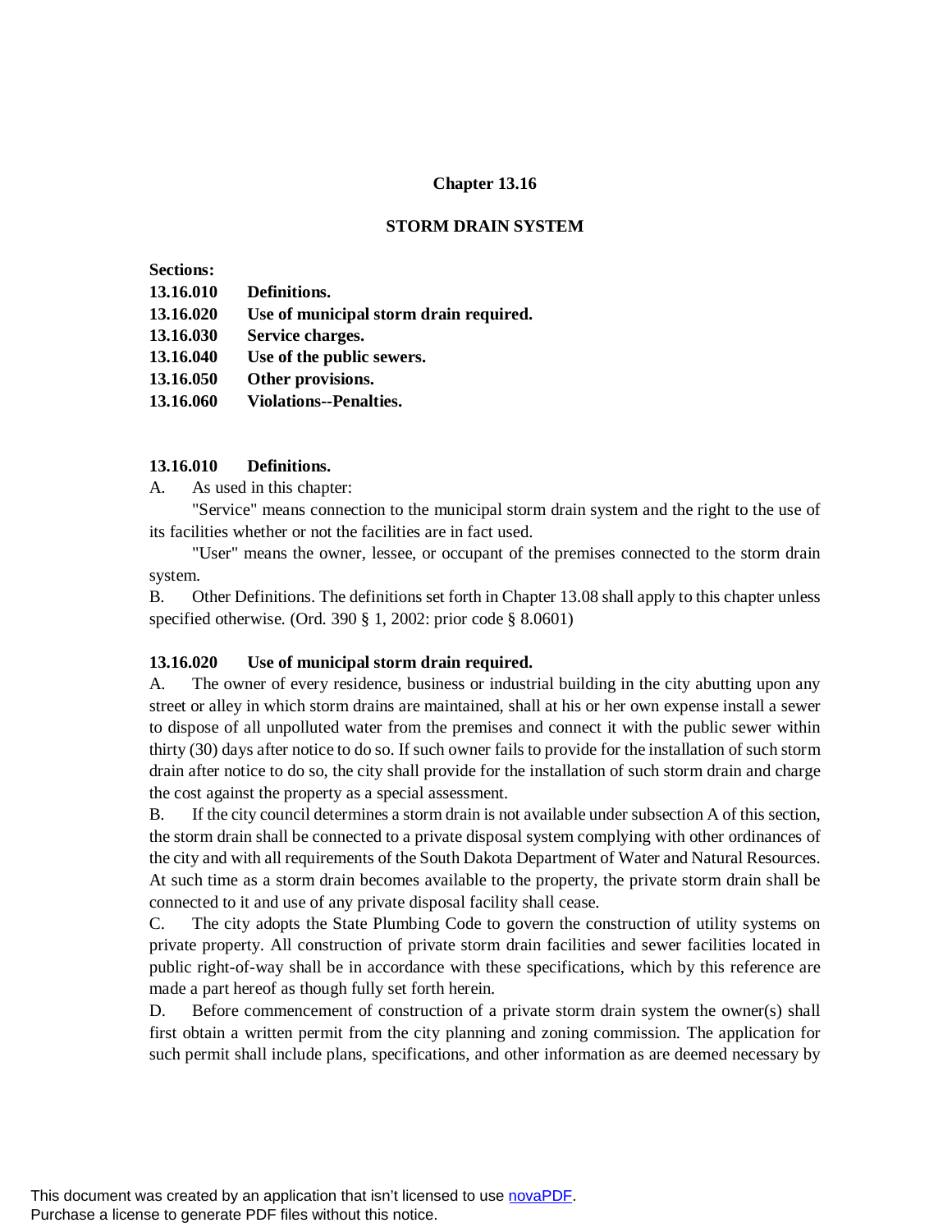# Chapter 13.16

## STORM DRAIN SYSTEM

**Sections:**

**13.16.010 Definitions.**
**13.16.020 Use of municipal storm drain required.**
**13.16.030 Service charges.**
**13.16.040 Use of the public sewers.**
**13.16.050 Other provisions.**
**13.16.060 Violations--Penalties.**

### 13.16.010 Definitions.

A. As used in this chapter:

"Service" means connection to the municipal storm drain system and the right to the use of its facilities whether or not the facilities are in fact used.

"User" means the owner, lessee, or occupant of the premises connected to the storm drain system.

B. Other Definitions. The definitions set forth in Chapter 13.08 shall apply to this chapter unless specified otherwise. (Ord. 390 § 1, 2002: prior code § 8.0601)

### 13.16.020 Use of municipal storm drain required.

A. The owner of every residence, business or industrial building in the city abutting upon any street or alley in which storm drains are maintained, shall at his or her own expense install a sewer to dispose of all unpolluted water from the premises and connect it with the public sewer within thirty (30) days after notice to do so. If such owner fails to provide for the installation of such storm drain after notice to do so, the city shall provide for the installation of such storm drain and charge the cost against the property as a special assessment.

B. If the city council determines a storm drain is not available under subsection A of this section, the storm drain shall be connected to a private disposal system complying with other ordinances of the city and with all requirements of the South Dakota Department of Water and Natural Resources. At such time as a storm drain becomes available to the property, the private storm drain shall be connected to it and use of any private disposal facility shall cease.

C. The city adopts the State Plumbing Code to govern the construction of utility systems on private property. All construction of private storm drain facilities and sewer facilities located in public right-of-way shall be in accordance with these specifications, which by this reference are made a part hereof as though fully set forth herein.

D. Before commencement of construction of a private storm drain system the owner(s) shall first obtain a written permit from the city planning and zoning commission. The application for such permit shall include plans, specifications, and other information as are deemed necessary by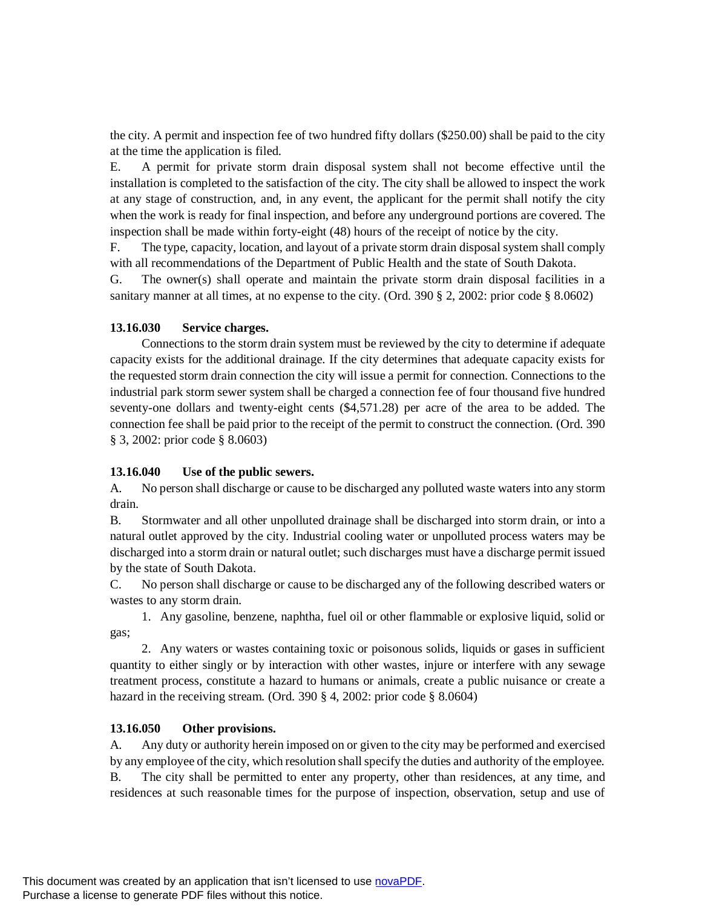the city. A permit and inspection fee of two hundred fifty dollars ($250.00) shall be paid to the city at the time the application is filed.

E. A permit for private storm drain disposal system shall not become effective until the installation is completed to the satisfaction of the city. The city shall be allowed to inspect the work at any stage of construction, and, in any event, the applicant for the permit shall notify the city when the work is ready for final inspection, and before any underground portions are covered. The inspection shall be made within forty-eight (48) hours of the receipt of notice by the city.

F. The type, capacity, location, and layout of a private storm drain disposal system shall comply with all recommendations of the Department of Public Health and the state of South Dakota.

G. The owner(s) shall operate and maintain the private storm drain disposal facilities in a sanitary manner at all times, at no expense to the city. (Ord. 390 § 2, 2002: prior code § 8.0602)

**13.16.030 Service charges.**

Connections to the storm drain system must be reviewed by the city to determine if adequate capacity exists for the additional drainage. If the city determines that adequate capacity exists for the requested storm drain connection the city will issue a permit for connection. Connections to the industrial park storm sewer system shall be charged a connection fee of four thousand five hundred seventy-one dollars and twenty-eight cents ($4,571.28) per acre of the area to be added. The connection fee shall be paid prior to the receipt of the permit to construct the connection. (Ord. 390 § 3, 2002: prior code § 8.0603)

**13.16.040 Use of the public sewers.**

A. No person shall discharge or cause to be discharged any polluted waste waters into any storm drain.

B. Stormwater and all other unpolluted drainage shall be discharged into storm drain, or into a natural outlet approved by the city. Industrial cooling water or unpolluted process waters may be discharged into a storm drain or natural outlet; such discharges must have a discharge permit issued by the state of South Dakota.

C. No person shall discharge or cause to be discharged any of the following described waters or wastes to any storm drain.

1. Any gasoline, benzene, naphtha, fuel oil or other flammable or explosive liquid, solid or gas;

2. Any waters or wastes containing toxic or poisonous solids, liquids or gases in sufficient quantity to either singly or by interaction with other wastes, injure or interfere with any sewage treatment process, constitute a hazard to humans or animals, create a public nuisance or create a hazard in the receiving stream. (Ord. 390 § 4, 2002: prior code § 8.0604)

**13.16.050 Other provisions.**

A. Any duty or authority herein imposed on or given to the city may be performed and exercised by any employee of the city, which resolution shall specify the duties and authority of the employee.

B. The city shall be permitted to enter any property, other than residences, at any time, and residences at such reasonable times for the purpose of inspection, observation, setup and use of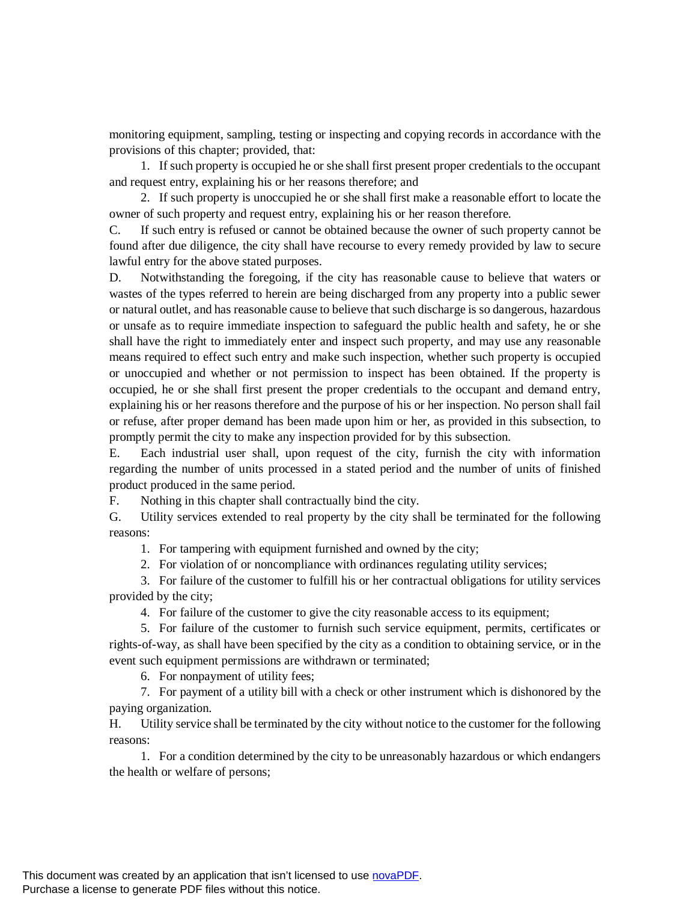monitoring equipment, sampling, testing or inspecting and copying records in accordance with the provisions of this chapter; provided, that:

1. If such property is occupied he or she shall first present proper credentials to the occupant and request entry, explaining his or her reasons therefore; and

2. If such property is unoccupied he or she shall first make a reasonable effort to locate the owner of such property and request entry, explaining his or her reason therefore.

C. If such entry is refused or cannot be obtained because the owner of such property cannot be found after due diligence, the city shall have recourse to every remedy provided by law to secure lawful entry for the above stated purposes.

D. Notwithstanding the foregoing, if the city has reasonable cause to believe that waters or wastes of the types referred to herein are being discharged from any property into a public sewer or natural outlet, and has reasonable cause to believe that such discharge is so dangerous, hazardous or unsafe as to require immediate inspection to safeguard the public health and safety, he or she shall have the right to immediately enter and inspect such property, and may use any reasonable means required to effect such entry and make such inspection, whether such property is occupied or unoccupied and whether or not permission to inspect has been obtained. If the property is occupied, he or she shall first present the proper credentials to the occupant and demand entry, explaining his or her reasons therefore and the purpose of his or her inspection. No person shall fail or refuse, after proper demand has been made upon him or her, as provided in this subsection, to promptly permit the city to make any inspection provided for by this subsection.

E. Each industrial user shall, upon request of the city, furnish the city with information regarding the number of units processed in a stated period and the number of units of finished product produced in the same period.

F. Nothing in this chapter shall contractually bind the city.

G. Utility services extended to real property by the city shall be terminated for the following reasons:

1. For tampering with equipment furnished and owned by the city;

2. For violation of or noncompliance with ordinances regulating utility services;

3. For failure of the customer to fulfill his or her contractual obligations for utility services provided by the city;

4. For failure of the customer to give the city reasonable access to its equipment;

5. For failure of the customer to furnish such service equipment, permits, certificates or rights-of-way, as shall have been specified by the city as a condition to obtaining service, or in the event such equipment permissions are withdrawn or terminated;

6. For nonpayment of utility fees;

7. For payment of a utility bill with a check or other instrument which is dishonored by the paying organization.

H. Utility service shall be terminated by the city without notice to the customer for the following reasons:

1. For a condition determined by the city to be unreasonably hazardous or which endangers the health or welfare of persons;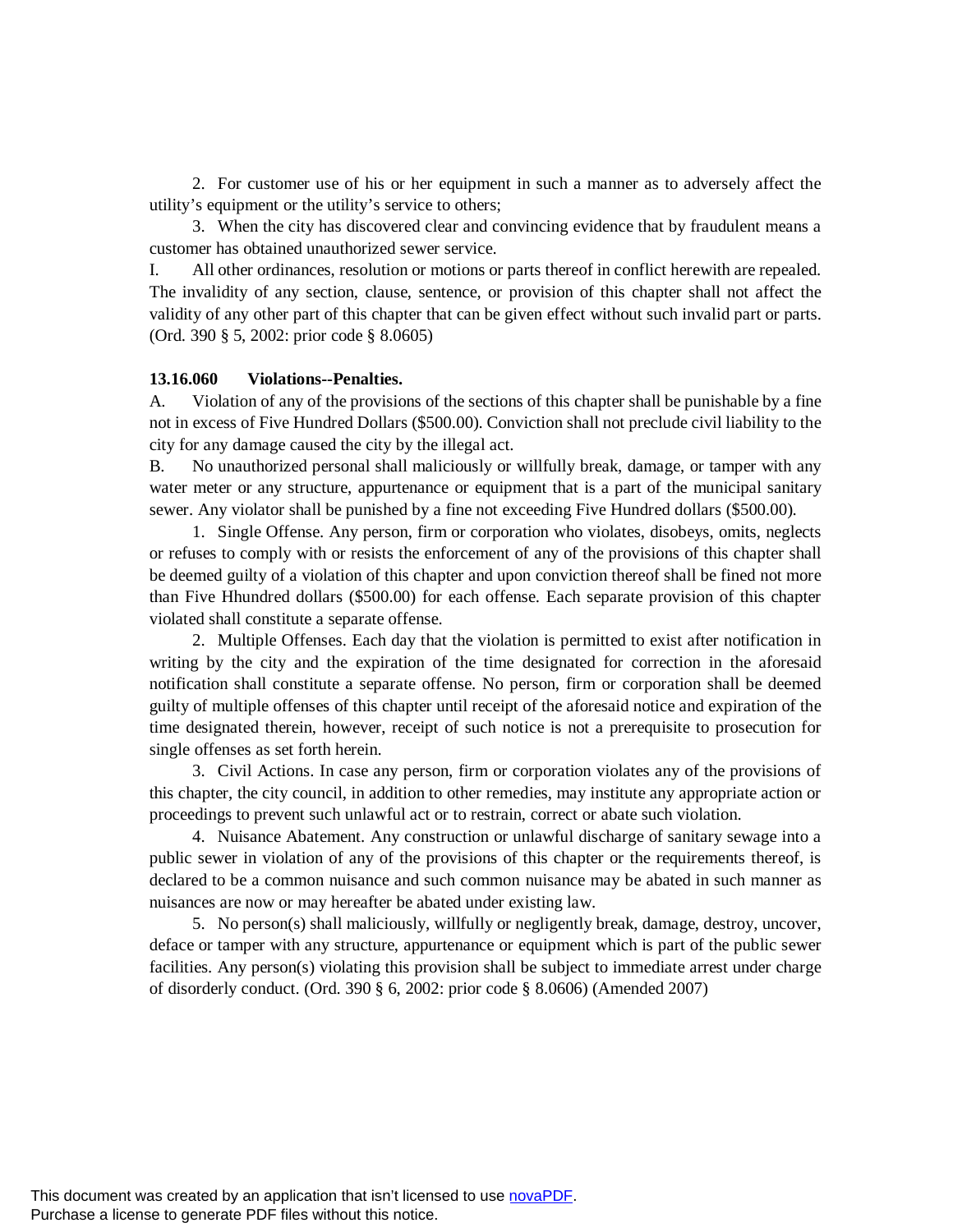2. For customer use of his or her equipment in such a manner as to adversely affect the utility's equipment or the utility's service to others;

3. When the city has discovered clear and convincing evidence that by fraudulent means a customer has obtained unauthorized sewer service.

I. All other ordinances, resolution or motions or parts thereof in conflict herewith are repealed. The invalidity of any section, clause, sentence, or provision of this chapter shall not affect the validity of any other part of this chapter that can be given effect without such invalid part or parts. (Ord. 390 § 5, 2002: prior code § 8.0605)

**13.16.060 Violations--Penalties.**

A. Violation of any of the provisions of the sections of this chapter shall be punishable by a fine not in excess of Five Hundred Dollars ($500.00). Conviction shall not preclude civil liability to the city for any damage caused the city by the illegal act.

B. No unauthorized personal shall maliciously or willfully break, damage, or tamper with any water meter or any structure, appurtenance or equipment that is a part of the municipal sanitary sewer. Any violator shall be punished by a fine not exceeding Five Hundred dollars ($500.00).

1. Single Offense. Any person, firm or corporation who violates, disobeys, omits, neglects or refuses to comply with or resists the enforcement of any of the provisions of this chapter shall be deemed guilty of a violation of this chapter and upon conviction thereof shall be fined not more than Five Hhundred dollars ($500.00) for each offense. Each separate provision of this chapter violated shall constitute a separate offense.

2. Multiple Offenses. Each day that the violation is permitted to exist after notification in writing by the city and the expiration of the time designated for correction in the aforesaid notification shall constitute a separate offense. No person, firm or corporation shall be deemed guilty of multiple offenses of this chapter until receipt of the aforesaid notice and expiration of the time designated therein, however, receipt of such notice is not a prerequisite to prosecution for single offenses as set forth herein.

3. Civil Actions. In case any person, firm or corporation violates any of the provisions of this chapter, the city council, in addition to other remedies, may institute any appropriate action or proceedings to prevent such unlawful act or to restrain, correct or abate such violation.

4. Nuisance Abatement. Any construction or unlawful discharge of sanitary sewage into a public sewer in violation of any of the provisions of this chapter or the requirements thereof, is declared to be a common nuisance and such common nuisance may be abated in such manner as nuisances are now or may hereafter be abated under existing law.

5. No person(s) shall maliciously, willfully or negligently break, damage, destroy, uncover, deface or tamper with any structure, appurtenance or equipment which is part of the public sewer facilities. Any person(s) violating this provision shall be subject to immediate arrest under charge of disorderly conduct. (Ord. 390 § 6, 2002: prior code § 8.0606) (Amended 2007)